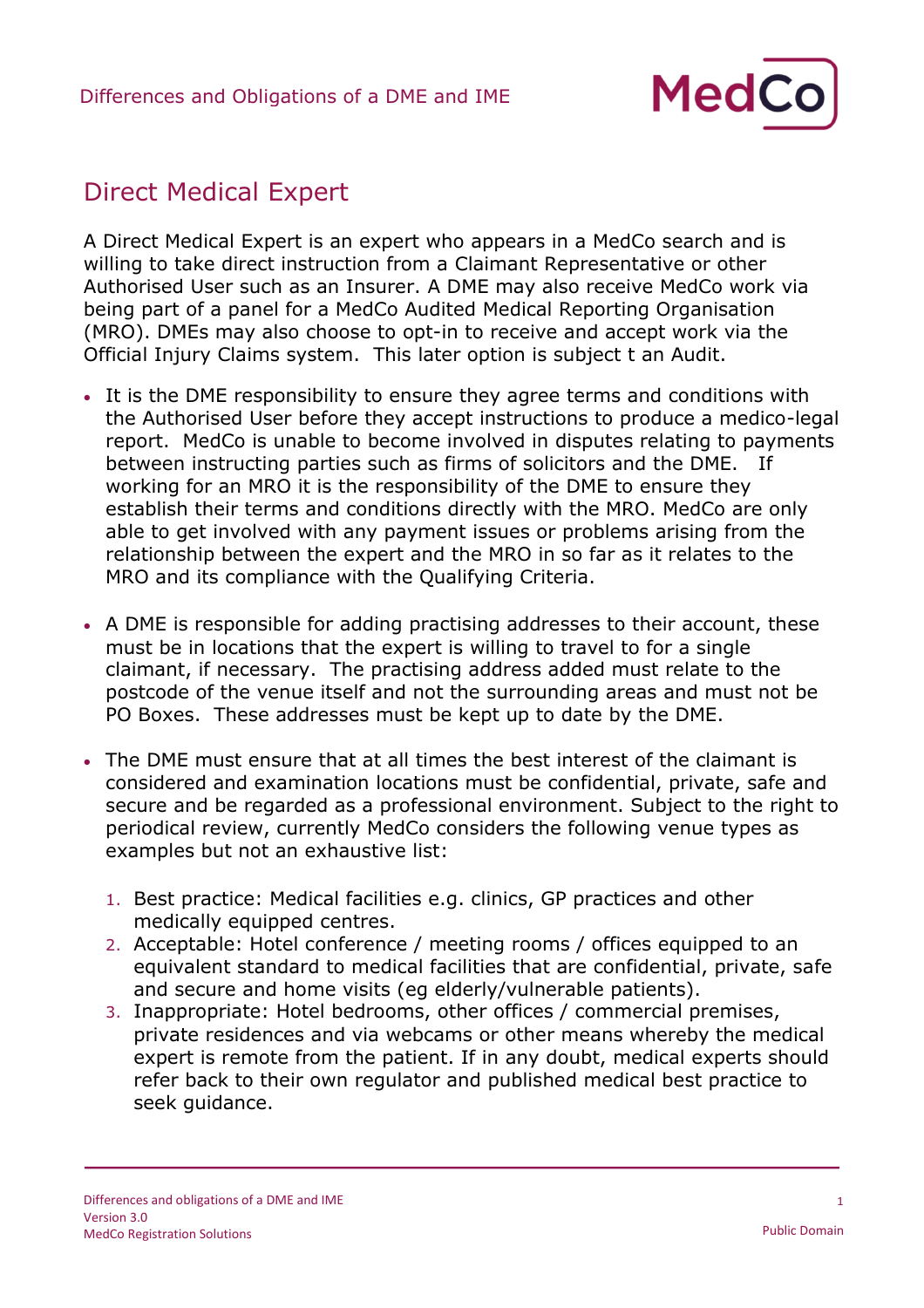# Direct Medical Expert

A Direct Medical Expert is an expert who appears in a MedCo search and is willing to take direct instruction from a Claimant Representative or other Authorised User such as an Insurer. A DME may also receive MedCo work via being part of a panel for a MedCo Audited Medical Reporting Organisation (MRO). DMEs may also choose to opt-in to receive and accept work via the Official Injury Claims system. This later option is subject t an Audit.

- It is the DME responsibility to ensure they agree terms and conditions with the Authorised User before they accept instructions to produce a medico-legal report. MedCo is unable to become involved in disputes relating to payments between instructing parties such as firms of solicitors and the DME. If working for an MRO it is the responsibility of the DME to ensure they establish their terms and conditions directly with the MRO. MedCo are only able to get involved with any payment issues or problems arising from the relationship between the expert and the MRO in so far as it relates to the MRO and its compliance with the Qualifying Criteria.

- A DME is responsible for adding practising addresses to their account, these must be in locations that the expert is willing to travel to for a single claimant, if necessary. The practising address added must relate to the postcode of the venue itself and not the surrounding areas and must not be PO Boxes. These addresses must be kept up to date by the DME.

- The DME must ensure that at all times the best interest of the claimant is considered and examination locations must be confidential, private, safe and secure and be regarded as a professional environment. Subject to the right to periodical review, currently MedCo considers the following venue types as examples but not an exhaustive list:

  1. Best practice: Medical facilities e.g. clinics, GP practices and other medically equipped centres.
  2. Acceptable: Hotel conference / meeting rooms / offices equipped to an equivalent standard to medical facilities that are confidential, private, safe and secure and home visits (eg elderly/vulnerable patients).
  3. Inappropriate: Hotel bedrooms, other offices / commercial premises, private residences and via webcams or other means whereby the medical expert is remote from the patient. If in any doubt, medical experts should refer back to their own regulator and published medical best practice to seek guidance.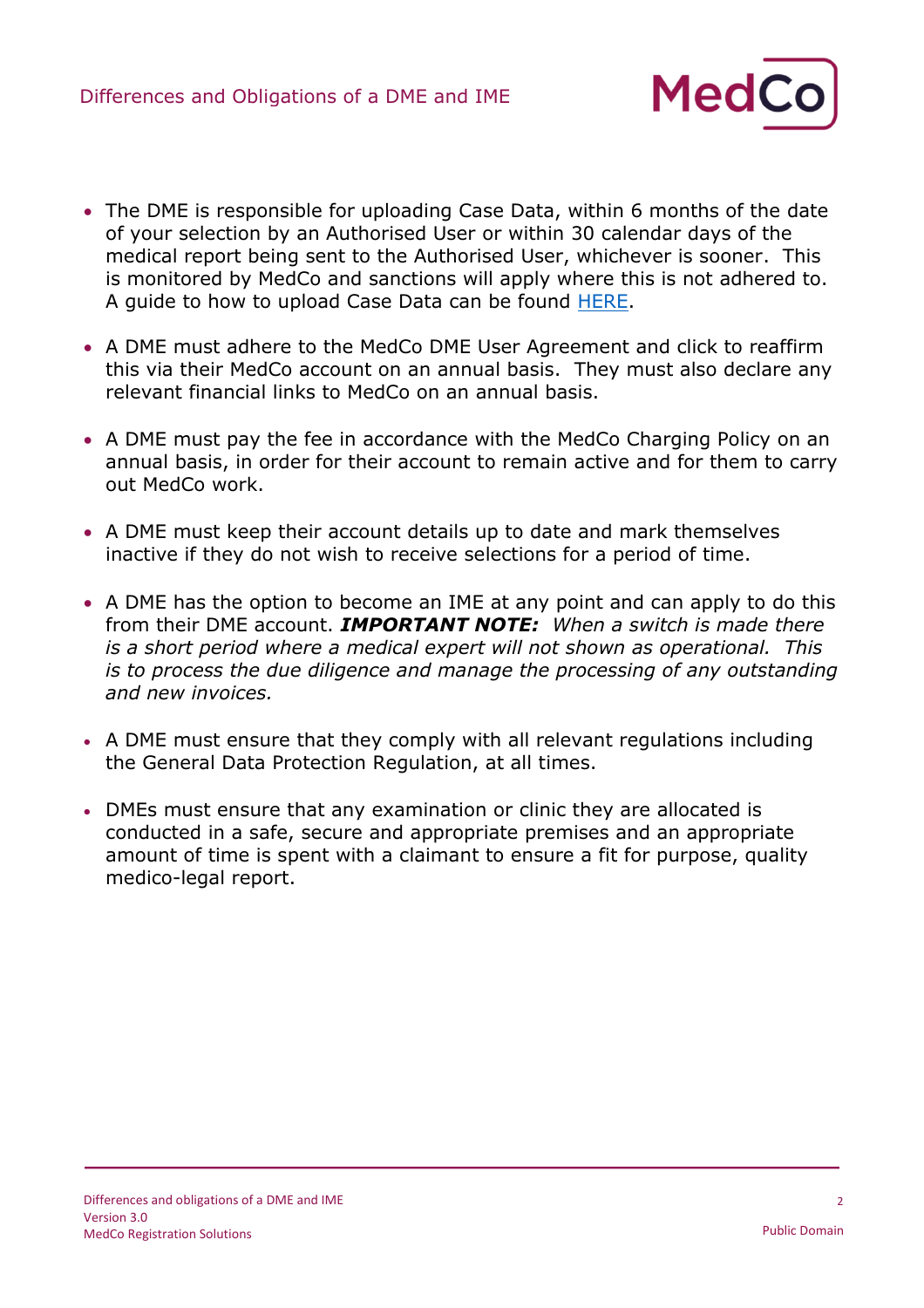- The DME is responsible for uploading Case Data, within 6 months of the date of your selection by an Authorised User or within 30 calendar days of the medical report being sent to the Authorised User, whichever is sooner. This is monitored by MedCo and sanctions will apply where this is not adhered to. A guide to how to upload Case Data can be found HERE.

- A DME must adhere to the MedCo DME User Agreement and click to reaffirm this via their MedCo account on an annual basis. They must also declare any relevant financial links to MedCo on an annual basis.

- A DME must pay the fee in accordance with the MedCo Charging Policy on an annual basis, in order for their account to remain active and for them to carry out MedCo work.

- A DME must keep their account details up to date and mark themselves inactive if they do not wish to receive selections for a period of time.

- A DME has the option to become an IME at any point and can apply to do this from their DME account. ***IMPORTANT NOTE:*** *When a switch is made there is a short period where a medical expert will not shown as operational. This is to process the due diligence and manage the processing of any outstanding and new invoices.*

- A DME must ensure that they comply with all relevant regulations including the General Data Protection Regulation, at all times.

- DMEs must ensure that any examination or clinic they are allocated is conducted in a safe, secure and appropriate premises and an appropriate amount of time is spent with a claimant to ensure a fit for purpose, quality medico-legal report.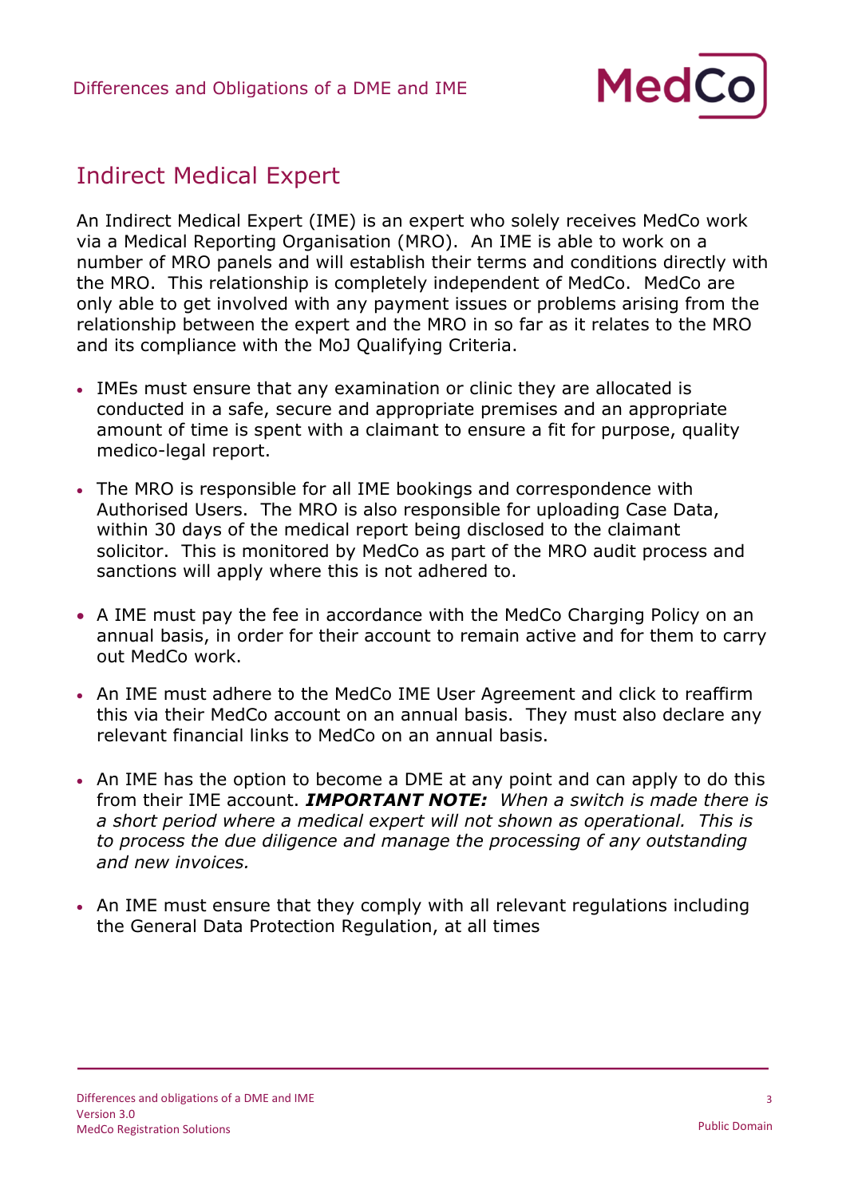## Indirect Medical Expert

An Indirect Medical Expert (IME) is an expert who solely receives MedCo work via a Medical Reporting Organisation (MRO). An IME is able to work on a number of MRO panels and will establish their terms and conditions directly with the MRO. This relationship is completely independent of MedCo. MedCo are only able to get involved with any payment issues or problems arising from the relationship between the expert and the MRO in so far as it relates to the MRO and its compliance with the MoJ Qualifying Criteria.

- IMEs must ensure that any examination or clinic they are allocated is conducted in a safe, secure and appropriate premises and an appropriate amount of time is spent with a claimant to ensure a fit for purpose, quality medico-legal report.
- The MRO is responsible for all IME bookings and correspondence with Authorised Users. The MRO is also responsible for uploading Case Data, within 30 days of the medical report being disclosed to the claimant solicitor. This is monitored by MedCo as part of the MRO audit process and sanctions will apply where this is not adhered to.
- A IME must pay the fee in accordance with the MedCo Charging Policy on an annual basis, in order for their account to remain active and for them to carry out MedCo work.
- An IME must adhere to the MedCo IME User Agreement and click to reaffirm this via their MedCo account on an annual basis. They must also declare any relevant financial links to MedCo on an annual basis.
- An IME has the option to become a DME at any point and can apply to do this from their IME account. ***IMPORTANT NOTE:*** *When a switch is made there is a short period where a medical expert will not shown as operational. This is to process the due diligence and manage the processing of any outstanding and new invoices.*
- An IME must ensure that they comply with all relevant regulations including the General Data Protection Regulation, at all times